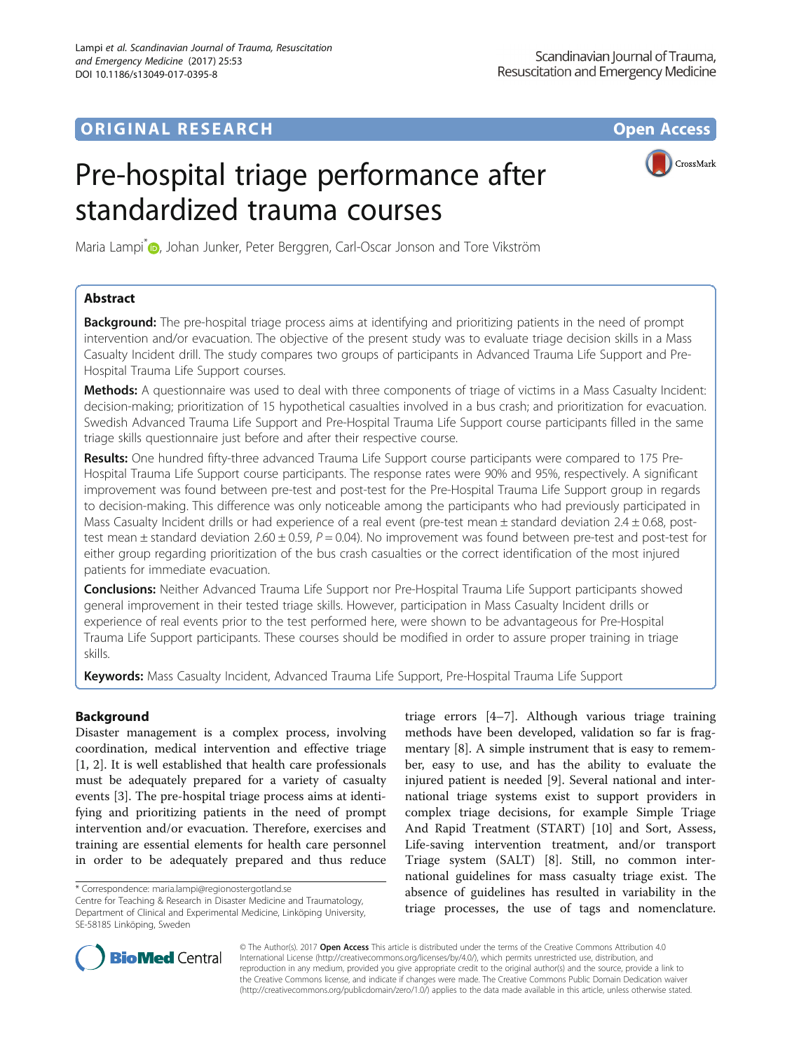**ORIGINAL RESEARCH** **Open Access**

# Pre-hospital triage performance after standardized trauma courses

Maria Lampi*, Johan Junker, Peter Berggren, Carl-Oscar Jonson and Tore Vikström

## Abstract

**Background:** The pre-hospital triage process aims at identifying and prioritizing patients in the need of prompt intervention and/or evacuation. The objective of the present study was to evaluate triage decision skills in a Mass Casualty Incident drill. The study compares two groups of participants in Advanced Trauma Life Support and Pre-Hospital Trauma Life Support courses.

**Methods:** A questionnaire was used to deal with three components of triage of victims in a Mass Casualty Incident: decision-making; prioritization of 15 hypothetical casualties involved in a bus crash; and prioritization for evacuation. Swedish Advanced Trauma Life Support and Pre-Hospital Trauma Life Support course participants filled in the same triage skills questionnaire just before and after their respective course.

**Results:** One hundred fifty-three advanced Trauma Life Support course participants were compared to 175 Pre-Hospital Trauma Life Support course participants. The response rates were 90% and 95%, respectively. A significant improvement was found between pre-test and post-test for the Pre-Hospital Trauma Life Support group in regards to decision-making. This difference was only noticeable among the participants who had previously participated in Mass Casualty Incident drills or had experience of a real event (pre-test mean ± standard deviation 2.4 ± 0.68, post-test mean ± standard deviation 2.60 ± 0.59, $P = 0.04$). No improvement was found between pre-test and post-test for either group regarding prioritization of the bus crash casualties or the correct identification of the most injured patients for immediate evacuation.

**Conclusions:** Neither Advanced Trauma Life Support nor Pre-Hospital Trauma Life Support participants showed general improvement in their tested triage skills. However, participation in Mass Casualty Incident drills or experience of real events prior to the test performed here, were shown to be advantageous for Pre-Hospital Trauma Life Support participants. These courses should be modified in order to assure proper training in triage skills.

**Keywords:** Mass Casualty Incident, Advanced Trauma Life Support, Pre-Hospital Trauma Life Support

## Background

Disaster management is a complex process, involving coordination, medical intervention and effective triage [1, 2]. It is well established that health care professionals must be adequately prepared for a variety of casualty events [3]. The pre-hospital triage process aims at identifying and prioritizing patients in the need of prompt intervention and/or evacuation. Therefore, exercises and training are essential elements for health care personnel in order to be adequately prepared and thus reduce triage errors [4–7]. Although various triage training methods have been developed, validation so far is fragmentary [8]. A simple instrument that is easy to remember, easy to use, and has the ability to evaluate the injured patient is needed [9]. Several national and international triage systems exist to support providers in complex triage decisions, for example Simple Triage And Rapid Treatment (START) [10] and Sort, Assess, Life-saving intervention treatment, and/or transport Triage system (SALT) [8]. Still, no common international guidelines for mass casualty triage exist. The absence of guidelines has resulted in variability in the triage processes, the use of tags and nomenclature.

* Correspondence: maria.lampi@regionostergotland.se
Centre for Teaching & Research in Disaster Medicine and Traumatology, Department of Clinical and Experimental Medicine, Linköping University, SE-58185 Linköping, Sweden

© The Author(s). 2017 **Open Access** This article is distributed under the terms of the Creative Commons Attribution 4.0 International License (http://creativecommons.org/licenses/by/4.0/), which permits unrestricted use, distribution, and reproduction in any medium, provided you give appropriate credit to the original author(s) and the source, provide a link to the Creative Commons license, and indicate if changes were made. The Creative Commons Public Domain Dedication waiver (http://creativecommons.org/publicdomain/zero/1.0/) applies to the data made available in this article, unless otherwise stated.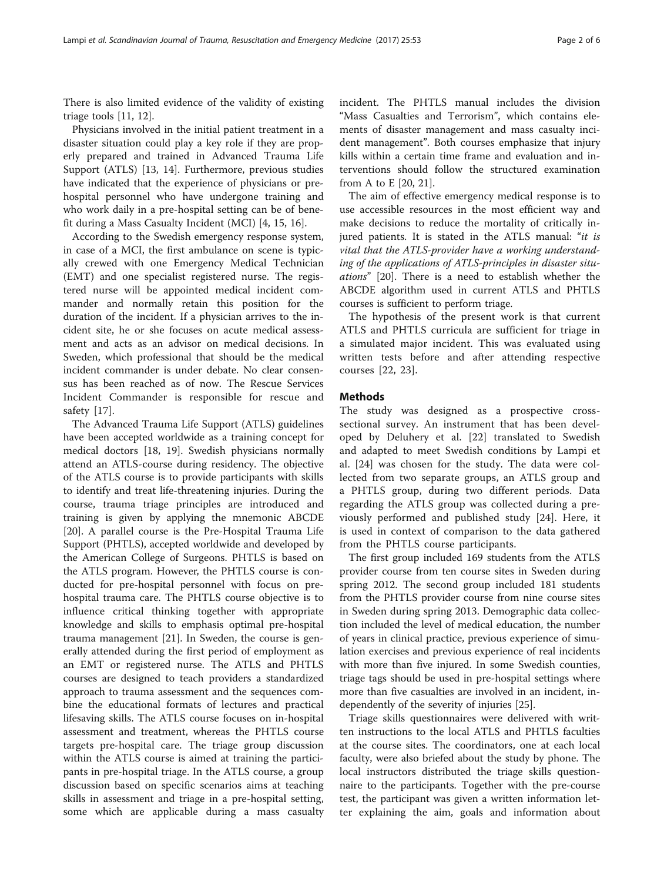There is also limited evidence of the validity of existing triage tools [11, 12].

Physicians involved in the initial patient treatment in a disaster situation could play a key role if they are properly prepared and trained in Advanced Trauma Life Support (ATLS) [13, 14]. Furthermore, previous studies have indicated that the experience of physicians or pre-hospital personnel who have undergone training and who work daily in a pre-hospital setting can be of benefit during a Mass Casualty Incident (MCI) [4, 15, 16].

According to the Swedish emergency response system, in case of a MCI, the first ambulance on scene is typically crewed with one Emergency Medical Technician (EMT) and one specialist registered nurse. The registered nurse will be appointed medical incident commander and normally retain this position for the duration of the incident. If a physician arrives to the incident site, he or she focuses on acute medical assessment and acts as an advisor on medical decisions. In Sweden, which professional that should be the medical incident commander is under debate. No clear consensus has been reached as of now. The Rescue Services Incident Commander is responsible for rescue and safety [17].

The Advanced Trauma Life Support (ATLS) guidelines have been accepted worldwide as a training concept for medical doctors [18, 19]. Swedish physicians normally attend an ATLS-course during residency. The objective of the ATLS course is to provide participants with skills to identify and treat life-threatening injuries. During the course, trauma triage principles are introduced and training is given by applying the mnemonic ABCDE [20]. A parallel course is the Pre-Hospital Trauma Life Support (PHTLS), accepted worldwide and developed by the American College of Surgeons. PHTLS is based on the ATLS program. However, the PHTLS course is conducted for pre-hospital personnel with focus on pre-hospital trauma care. The PHTLS course objective is to influence critical thinking together with appropriate knowledge and skills to emphasis optimal pre-hospital trauma management [21]. In Sweden, the course is generally attended during the first period of employment as an EMT or registered nurse. The ATLS and PHTLS courses are designed to teach providers a standardized approach to trauma assessment and the sequences combine the educational formats of lectures and practical lifesaving skills. The ATLS course focuses on in-hospital assessment and treatment, whereas the PHTLS course targets pre-hospital care. The triage group discussion within the ATLS course is aimed at training the participants in pre-hospital triage. In the ATLS course, a group discussion based on specific scenarios aims at teaching skills in assessment and triage in a pre-hospital setting, some which are applicable during a mass casualty incident. The PHTLS manual includes the division "Mass Casualties and Terrorism", which contains elements of disaster management and mass casualty incident management". Both courses emphasize that injury kills within a certain time frame and evaluation and interventions should follow the structured examination from A to E [20, 21].

The aim of effective emergency medical response is to use accessible resources in the most efficient way and make decisions to reduce the mortality of critically injured patients. It is stated in the ATLS manual: "*it is vital that the ATLS-provider have a working understanding of the applications of ATLS-principles in disaster situations*" [20]. There is a need to establish whether the ABCDE algorithm used in current ATLS and PHTLS courses is sufficient to perform triage.

The hypothesis of the present work is that current ATLS and PHTLS curricula are sufficient for triage in a simulated major incident. This was evaluated using written tests before and after attending respective courses [22, 23].

## Methods

The study was designed as a prospective cross-sectional survey. An instrument that has been developed by Deluhery et al. [22] translated to Swedish and adapted to meet Swedish conditions by Lampi et al. [24] was chosen for the study. The data were collected from two separate groups, an ATLS group and a PHTLS group, during two different periods. Data regarding the ATLS group was collected during a previously performed and published study [24]. Here, it is used in context of comparison to the data gathered from the PHTLS course participants.

The first group included 169 students from the ATLS provider course from ten course sites in Sweden during spring 2012. The second group included 181 students from the PHTLS provider course from nine course sites in Sweden during spring 2013. Demographic data collection included the level of medical education, the number of years in clinical practice, previous experience of simulation exercises and previous experience of real incidents with more than five injured. In some Swedish counties, triage tags should be used in pre-hospital settings where more than five casualties are involved in an incident, independently of the severity of injuries [25].

Triage skills questionnaires were delivered with written instructions to the local ATLS and PHTLS faculties at the course sites. The coordinators, one at each local faculty, were also briefed about the study by phone. The local instructors distributed the triage skills questionnaire to the participants. Together with the pre-course test, the participant was given a written information letter explaining the aim, goals and information about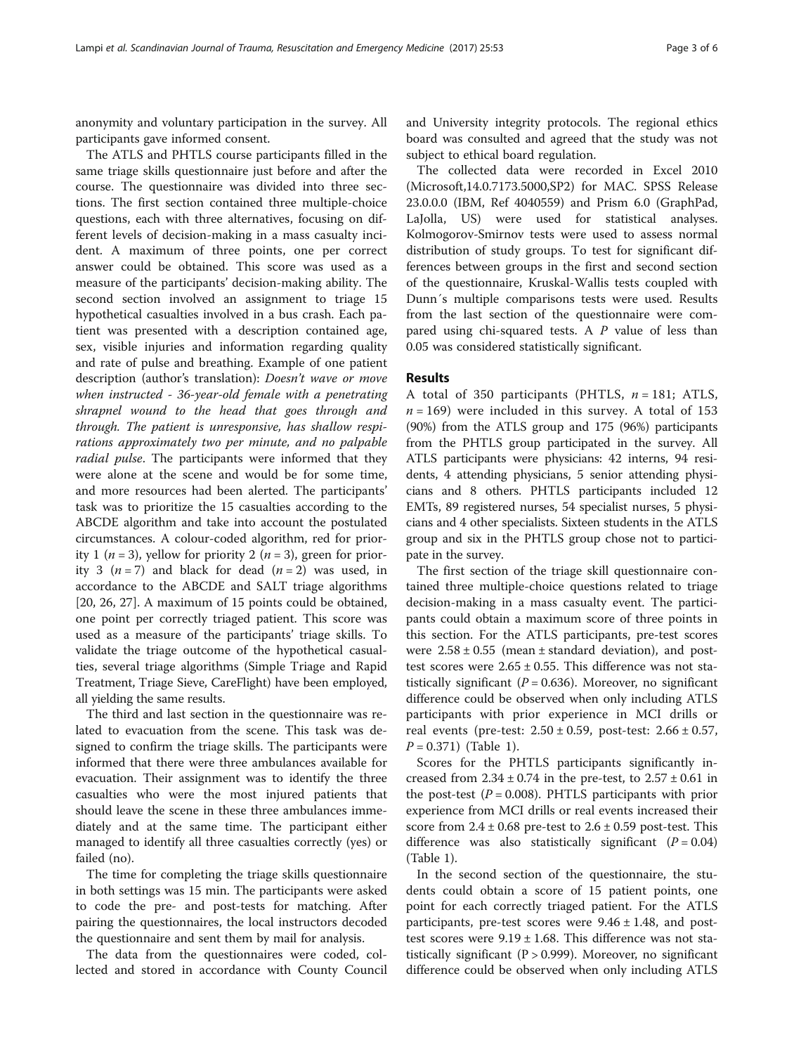anonymity and voluntary participation in the survey. All participants gave informed consent.

The ATLS and PHTLS course participants filled in the same triage skills questionnaire just before and after the course. The questionnaire was divided into three sections. The first section contained three multiple-choice questions, each with three alternatives, focusing on different levels of decision-making in a mass casualty incident. A maximum of three points, one per correct answer could be obtained. This score was used as a measure of the participants' decision-making ability. The second section involved an assignment to triage 15 hypothetical casualties involved in a bus crash. Each patient was presented with a description contained age, sex, visible injuries and information regarding quality and rate of pulse and breathing. Example of one patient description (author's translation): *Doesn't wave or move when instructed - 36-year-old female with a penetrating shrapnel wound to the head that goes through and through. The patient is unresponsive, has shallow respirations approximately two per minute, and no palpable radial pulse*. The participants were informed that they were alone at the scene and would be for some time, and more resources had been alerted. The participants' task was to prioritize the 15 casualties according to the ABCDE algorithm and take into account the postulated circumstances. A colour-coded algorithm, red for priority 1 ($n = 3$), yellow for priority 2 ($n = 3$), green for priority 3 ($n = 7$) and black for dead ($n = 2$) was used, in accordance to the ABCDE and SALT triage algorithms [20, 26, 27]. A maximum of 15 points could be obtained, one point per correctly triaged patient. This score was used as a measure of the participants' triage skills. To validate the triage outcome of the hypothetical casualties, several triage algorithms (Simple Triage and Rapid Treatment, Triage Sieve, CareFlight) have been employed, all yielding the same results.

The third and last section in the questionnaire was related to evacuation from the scene. This task was designed to confirm the triage skills. The participants were informed that there were three ambulances available for evacuation. Their assignment was to identify the three casualties who were the most injured patients that should leave the scene in these three ambulances immediately and at the same time. The participant either managed to identify all three casualties correctly (yes) or failed (no).

The time for completing the triage skills questionnaire in both settings was 15 min. The participants were asked to code the pre- and post-tests for matching. After pairing the questionnaires, the local instructors decoded the questionnaire and sent them by mail for analysis.

The data from the questionnaires were coded, collected and stored in accordance with County Council and University integrity protocols. The regional ethics board was consulted and agreed that the study was not subject to ethical board regulation.

The collected data were recorded in Excel 2010 (Microsoft,14.0.7173.5000,SP2) for MAC. SPSS Release 23.0.0.0 (IBM, Ref 4040559) and Prism 6.0 (GraphPad, LaJolla, US) were used for statistical analyses. Kolmogorov-Smirnov tests were used to assess normal distribution of study groups. To test for significant differences between groups in the first and second section of the questionnaire, Kruskal-Wallis tests coupled with Dunn´s multiple comparisons tests were used. Results from the last section of the questionnaire were compared using chi-squared tests. A $P$ value of less than 0.05 was considered statistically significant.

## Results

A total of 350 participants (PHTLS, $n = 181$; ATLS, $n = 169$) were included in this survey. A total of 153 (90%) from the ATLS group and 175 (96%) participants from the PHTLS group participated in the survey. All ATLS participants were physicians: 42 interns, 94 residents, 4 attending physicians, 5 senior attending physicians and 8 others. PHTLS participants included 12 EMTs, 89 registered nurses, 54 specialist nurses, 5 physicians and 4 other specialists. Sixteen students in the ATLS group and six in the PHTLS group chose not to participate in the survey.

The first section of the triage skill questionnaire contained three multiple-choice questions related to triage decision-making in a mass casualty event. The participants could obtain a maximum score of three points in this section. For the ATLS participants, pre-test scores were $2.58 \pm 0.55$ (mean ± standard deviation), and post-test scores were $2.65 \pm 0.55$. This difference was not statistically significant ($P = 0.636$). Moreover, no significant difference could be observed when only including ATLS participants with prior experience in MCI drills or real events (pre-test: $2.50 \pm 0.59$, post-test: $2.66 \pm 0.57$, $P = 0.371$) (Table 1).

Scores for the PHTLS participants significantly increased from $2.34 \pm 0.74$ in the pre-test, to $2.57 \pm 0.61$ in the post-test ($P = 0.008$). PHTLS participants with prior experience from MCI drills or real events increased their score from $2.4 \pm 0.68$ pre-test to $2.6 \pm 0.59$ post-test. This difference was also statistically significant ($P = 0.04$) (Table 1).

In the second section of the questionnaire, the students could obtain a score of 15 patient points, one point for each correctly triaged patient. For the ATLS participants, pre-test scores were $9.46 \pm 1.48$, and post-test scores were $9.19 \pm 1.68$. This difference was not statistically significant ($P > 0.999$). Moreover, no significant difference could be observed when only including ATLS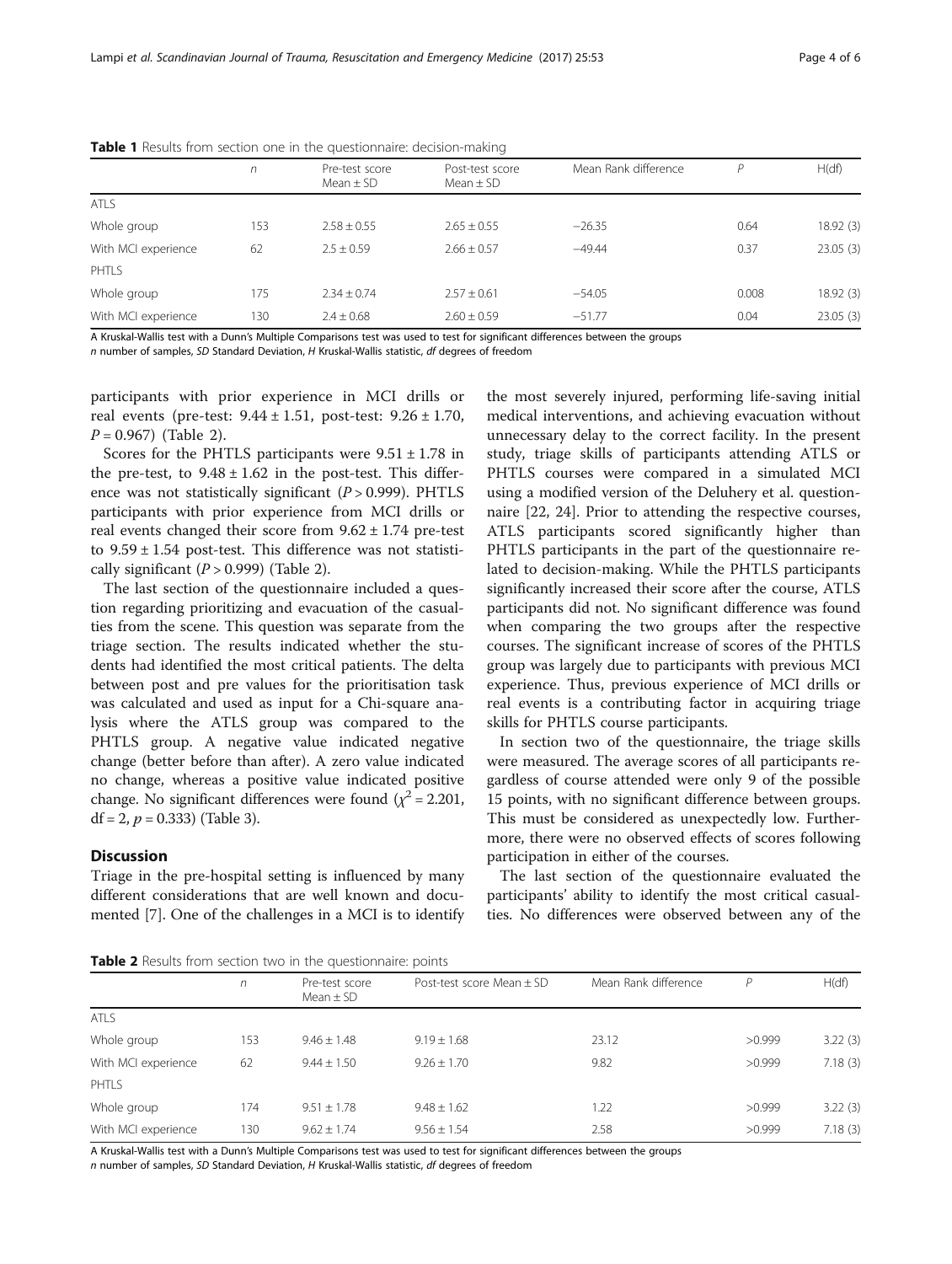**Table 1** Results from section one in the questionnaire: decision-making

| | n | Pre-test score Mean ± SD | Post-test score Mean ± SD | Mean Rank difference | P | H(df) |
|---|---|---|---|---|---|---|
| ATLS | | | | | | |
| Whole group | 153 | 2.58 ± 0.55 | 2.65 ± 0.55 | −26.35 | 0.64 | 18.92 (3) |
| With MCI experience | 62 | 2.5 ± 0.59 | 2.66 ± 0.57 | −49.44 | 0.37 | 23.05 (3) |
| PHTLS | | | | | | |
| Whole group | 175 | 2.34 ± 0.74 | 2.57 ± 0.61 | −54.05 | 0.008 | 18.92 (3) |
| With MCI experience | 130 | 2.4 ± 0.68 | 2.60 ± 0.59 | −51.77 | 0.04 | 23.05 (3) |

A Kruskal-Wallis test with a Dunn's Multiple Comparisons test was used to test for significant differences between the groups
*n* number of samples, *SD* Standard Deviation, *H* Kruskal-Wallis statistic, *df* degrees of freedom

participants with prior experience in MCI drills or real events (pre-test: 9.44 ± 1.51, post-test: 9.26 ± 1.70, $P = 0.967$) (Table 2).

Scores for the PHTLS participants were 9.51 ± 1.78 in the pre-test, to 9.48 ± 1.62 in the post-test. This difference was not statistically significant ($P > 0.999$). PHTLS participants with prior experience from MCI drills or real events changed their score from 9.62 ± 1.74 pre-test to 9.59 ± 1.54 post-test. This difference was not statistically significant ($P > 0.999$) (Table 2).

The last section of the questionnaire included a question regarding prioritizing and evacuation of the casualties from the scene. This question was separate from the triage section. The results indicated whether the students had identified the most critical patients. The delta between post and pre values for the prioritisation task was calculated and used as input for a Chi-square analysis where the ATLS group was compared to the PHTLS group. A negative value indicated negative change (better before than after). A zero value indicated no change, whereas a positive value indicated positive change. No significant differences were found ($\chi^2 = 2.201$, df = 2, $p = 0.333$) (Table 3).

## Discussion

Triage in the pre-hospital setting is influenced by many different considerations that are well known and documented [7]. One of the challenges in a MCI is to identify the most severely injured, performing life-saving initial medical interventions, and achieving evacuation without unnecessary delay to the correct facility. In the present study, triage skills of participants attending ATLS or PHTLS courses were compared in a simulated MCI using a modified version of the Deluhery et al. questionnaire [22, 24]. Prior to attending the respective courses, ATLS participants scored significantly higher than PHTLS participants in the part of the questionnaire related to decision-making. While the PHTLS participants significantly increased their score after the course, ATLS participants did not. No significant difference was found when comparing the two groups after the respective courses. The significant increase of scores of the PHTLS group was largely due to participants with previous MCI experience. Thus, previous experience of MCI drills or real events is a contributing factor in acquiring triage skills for PHTLS course participants.

In section two of the questionnaire, the triage skills were measured. The average scores of all participants regardless of course attended were only 9 of the possible 15 points, with no significant difference between groups. This must be considered as unexpectedly low. Furthermore, there were no observed effects of scores following participation in either of the courses.

The last section of the questionnaire evaluated the participants' ability to identify the most critical casualties. No differences were observed between any of the

**Table 2** Results from section two in the questionnaire: points

| | n | Pre-test score Mean ± SD | Post-test score Mean ± SD | Mean Rank difference | P | H(df) |
|---|---|---|---|---|---|---|
| ATLS | | | | | | |
| Whole group | 153 | 9.46 ± 1.48 | 9.19 ± 1.68 | 23.12 | >0.999 | 3.22 (3) |
| With MCI experience | 62 | 9.44 ± 1.50 | 9.26 ± 1.70 | 9.82 | >0.999 | 7.18 (3) |
| PHTLS | | | | | | |
| Whole group | 174 | 9.51 ± 1.78 | 9.48 ± 1.62 | 1.22 | >0.999 | 3.22 (3) |
| With MCI experience | 130 | 9.62 ± 1.74 | 9.56 ± 1.54 | 2.58 | >0.999 | 7.18 (3) |

A Kruskal-Wallis test with a Dunn's Multiple Comparisons test was used to test for significant differences between the groups
*n* number of samples, *SD* Standard Deviation, *H* Kruskal-Wallis statistic, *df* degrees of freedom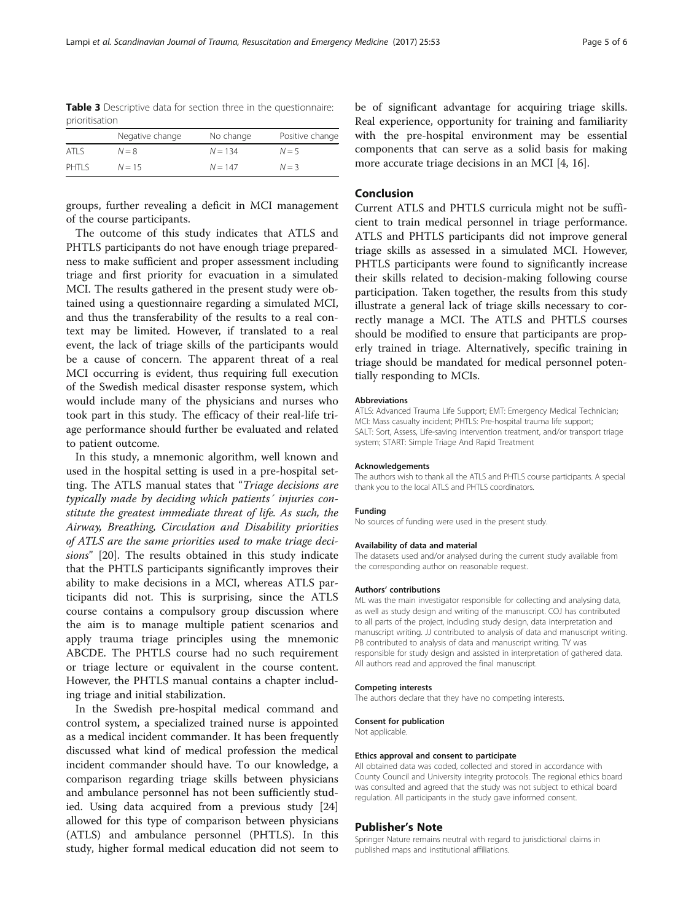**Table 3** Descriptive data for section three in the questionnaire: prioritisation

| | Negative change | No change | Positive change |
|---|---|---|---|
| ATLS | $N = 8$ | $N = 134$ | $N = 5$ |
| PHTLS | $N = 15$ | $N = 147$ | $N = 3$ |

groups, further revealing a deficit in MCI management of the course participants.

The outcome of this study indicates that ATLS and PHTLS participants do not have enough triage preparedness to make sufficient and proper assessment including triage and first priority for evacuation in a simulated MCI. The results gathered in the present study were obtained using a questionnaire regarding a simulated MCI, and thus the transferability of the results to a real context may be limited. However, if translated to a real event, the lack of triage skills of the participants would be a cause of concern. The apparent threat of a real MCI occurring is evident, thus requiring full execution of the Swedish medical disaster response system, which would include many of the physicians and nurses who took part in this study. The efficacy of their real-life triage performance should further be evaluated and related to patient outcome.

In this study, a mnemonic algorithm, well known and used in the hospital setting is used in a pre-hospital setting. The ATLS manual states that "*Triage decisions are typically made by deciding which patients´ injuries constitute the greatest immediate threat of life. As such, the Airway, Breathing, Circulation and Disability priorities of ATLS are the same priorities used to make triage decisions*" [20]. The results obtained in this study indicate that the PHTLS participants significantly improves their ability to make decisions in a MCI, whereas ATLS participants did not. This is surprising, since the ATLS course contains a compulsory group discussion where the aim is to manage multiple patient scenarios and apply trauma triage principles using the mnemonic ABCDE. The PHTLS course had no such requirement or triage lecture or equivalent in the course content. However, the PHTLS manual contains a chapter including triage and initial stabilization.

In the Swedish pre-hospital medical command and control system, a specialized trained nurse is appointed as a medical incident commander. It has been frequently discussed what kind of medical profession the medical incident commander should have. To our knowledge, a comparison regarding triage skills between physicians and ambulance personnel has not been sufficiently studied. Using data acquired from a previous study [24] allowed for this type of comparison between physicians (ATLS) and ambulance personnel (PHTLS). In this study, higher formal medical education did not seem to be of significant advantage for acquiring triage skills. Real experience, opportunity for training and familiarity with the pre-hospital environment may be essential components that can serve as a solid basis for making more accurate triage decisions in an MCI [4, 16].

## Conclusion

Current ATLS and PHTLS curricula might not be sufficient to train medical personnel in triage performance. ATLS and PHTLS participants did not improve general triage skills as assessed in a simulated MCI. However, PHTLS participants were found to significantly increase their skills related to decision-making following course participation. Taken together, the results from this study illustrate a general lack of triage skills necessary to correctly manage a MCI. The ATLS and PHTLS courses should be modified to ensure that participants are properly trained in triage. Alternatively, specific training in triage should be mandated for medical personnel potentially responding to MCIs.

#### Abbreviations

ATLS: Advanced Trauma Life Support; EMT: Emergency Medical Technician; MCI: Mass casualty incident; PHTLS: Pre-hospital trauma life support; SALT: Sort, Assess, Life-saving intervention treatment, and/or transport triage system; START: Simple Triage And Rapid Treatment

#### Acknowledgements

The authors wish to thank all the ATLS and PHTLS course participants. A special thank you to the local ATLS and PHTLS coordinators.

#### Funding

No sources of funding were used in the present study.

#### Availability of data and material

The datasets used and/or analysed during the current study available from the corresponding author on reasonable request.

#### Authors' contributions

ML was the main investigator responsible for collecting and analysing data, as well as study design and writing of the manuscript. COJ has contributed to all parts of the project, including study design, data interpretation and manuscript writing. JJ contributed to analysis of data and manuscript writing. PB contributed to analysis of data and manuscript writing. TV was responsible for study design and assisted in interpretation of gathered data. All authors read and approved the final manuscript.

#### Competing interests

The authors declare that they have no competing interests.

#### Consent for publication

Not applicable.

#### Ethics approval and consent to participate

All obtained data was coded, collected and stored in accordance with County Council and University integrity protocols. The regional ethics board was consulted and agreed that the study was not subject to ethical board regulation. All participants in the study gave informed consent.

## Publisher's Note

Springer Nature remains neutral with regard to jurisdictional claims in published maps and institutional affiliations.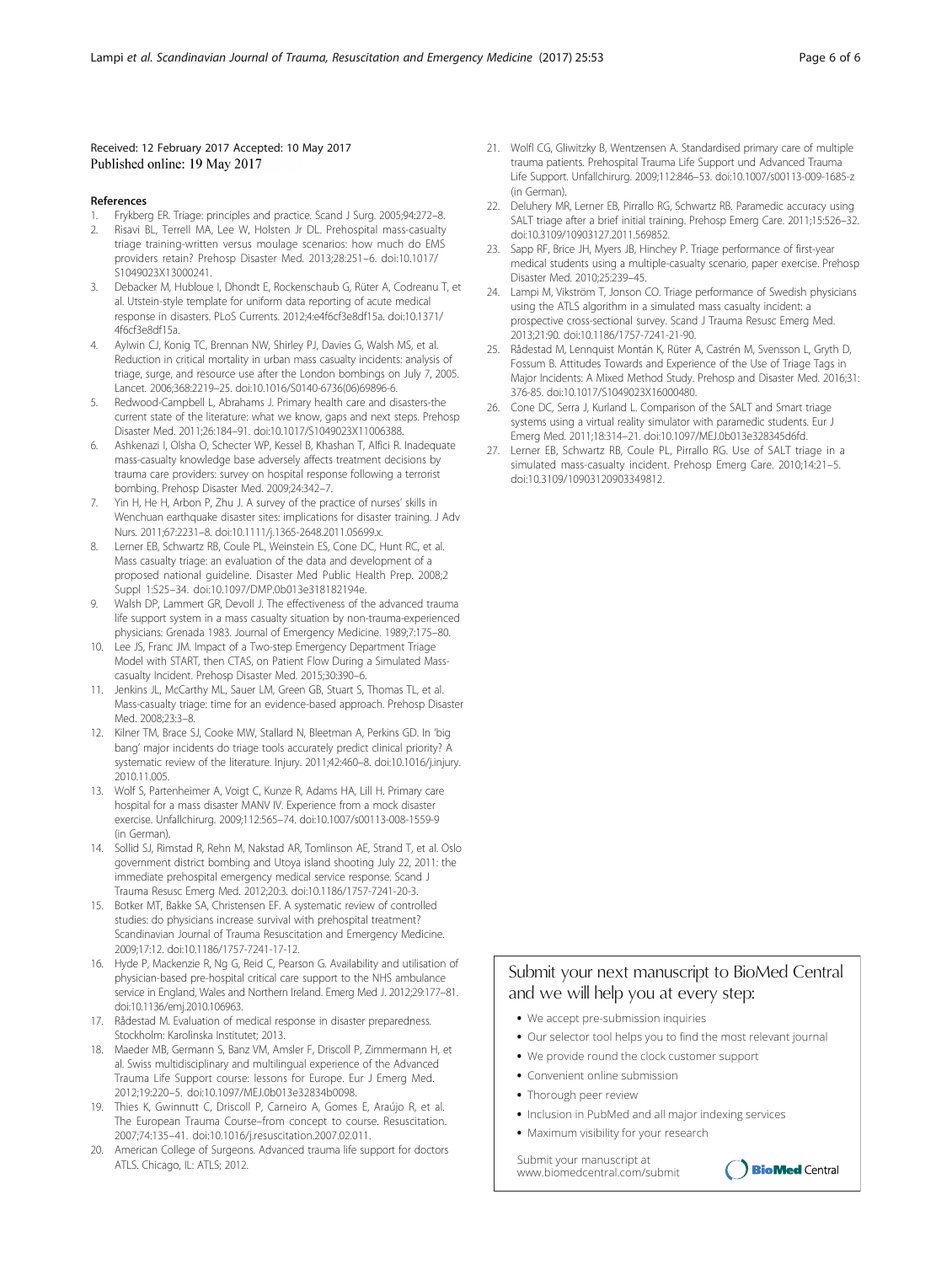Received: 12 February 2017 Accepted: 10 May 2017
Published online: 19 May 2017

## References

1. Frykberg ER. Triage: principles and practice. Scand J Surg. 2005;94:272–8.
2. Risavi BL, Terrell MA, Lee W, Holsten Jr DL. Prehospital mass-casualty triage training-written versus moulage scenarios: how much do EMS providers retain? Prehosp Disaster Med. 2013;28:251–6. doi:10.1017/S1049023X13000241.
3. Debacker M, Hubloue I, Dhondt E, Rockenschaub G, Rüter A, Codreanu T, et al. Utstein-style template for uniform data reporting of acute medical response in disasters. PLoS Currents. 2012;4:e4f6cf3e8df15a. doi:10.1371/4f6cf3e8df15a.
4. Aylwin CJ, Konig TC, Brennan NW, Shirley PJ, Davies G, Walsh MS, et al. Reduction in critical mortality in urban mass casualty incidents: analysis of triage, surge, and resource use after the London bombings on July 7, 2005. Lancet. 2006;368:2219–25. doi:10.1016/S0140-6736(06)69896-6.
5. Redwood-Campbell L, Abrahams J. Primary health care and disasters-the current state of the literature: what we know, gaps and next steps. Prehosp Disaster Med. 2011;26:184–91. doi:10.1017/S1049023X11006388.
6. Ashkenazi I, Olsha O, Schecter WP, Kessel B, Khashan T, Alfici R. Inadequate mass-casualty knowledge base adversely affects treatment decisions by trauma care providers: survey on hospital response following a terrorist bombing. Prehosp Disaster Med. 2009;24:342–7.
7. Yin H, He H, Arbon P, Zhu J. A survey of the practice of nurses' skills in Wenchuan earthquake disaster sites: implications for disaster training. J Adv Nurs. 2011;67:2231–8. doi:10.1111/j.1365-2648.2011.05699.x.
8. Lerner EB, Schwartz RB, Coule PL, Weinstein ES, Cone DC, Hunt RC, et al. Mass casualty triage: an evaluation of the data and development of a proposed national guideline. Disaster Med Public Health Prep. 2008;2 Suppl 1:S25–34. doi:10.1097/DMP.0b013e318182194e.
9. Walsh DP, Lammert GR, Devoll J. The effectiveness of the advanced trauma life support system in a mass casualty situation by non-trauma-experienced physicians: Grenada 1983. Journal of Emergency Medicine. 1989;7:175–80.
10. Lee JS, Franc JM. Impact of a Two-step Emergency Department Triage Model with START, then CTAS, on Patient Flow During a Simulated Mass-casualty Incident. Prehosp Disaster Med. 2015;30:390–6.
11. Jenkins JL, McCarthy ML, Sauer LM, Green GB, Stuart S, Thomas TL, et al. Mass-casualty triage: time for an evidence-based approach. Prehosp Disaster Med. 2008;23:3–8.
12. Kilner TM, Brace SJ, Cooke MW, Stallard N, Bleetman A, Perkins GD. In 'big bang' major incidents do triage tools accurately predict clinical priority? A systematic review of the literature. Injury. 2011;42:460–8. doi:10.1016/j.injury.2010.11.005.
13. Wolf S, Partenheimer A, Voigt C, Kunze R, Adams HA, Lill H. Primary care hospital for a mass disaster MANV IV. Experience from a mock disaster exercise. Unfallchirurg. 2009;112:565–74. doi:10.1007/s00113-008-1559-9 (in German).
14. Sollid SJ, Rimstad R, Rehn M, Nakstad AR, Tomlinson AE, Strand T, et al. Oslo government district bombing and Utoya island shooting July 22, 2011: the immediate prehospital emergency medical service response. Scand J Trauma Resusc Emerg Med. 2012;20:3. doi:10.1186/1757-7241-20-3.
15. Botker MT, Bakke SA, Christensen EF. A systematic review of controlled studies: do physicians increase survival with prehospital treatment? Scandinavian Journal of Trauma Resuscitation and Emergency Medicine. 2009;17:12. doi:10.1186/1757-7241-17-12.
16. Hyde P, Mackenzie R, Ng G, Reid C, Pearson G. Availability and utilisation of physician-based pre-hospital critical care support to the NHS ambulance service in England, Wales and Northern Ireland. Emerg Med J. 2012;29:177–81. doi:10.1136/emj.2010.106963.
17. Rådestad M. Evaluation of medical response in disaster preparedness. Stockholm: Karolinska Institutet; 2013.
18. Maeder MB, Germann S, Banz VM, Amsler F, Driscoll P, Zimmermann H, et al. Swiss multidisciplinary and multilingual experience of the Advanced Trauma Life Support course: lessons for Europe. Eur J Emerg Med. 2012;19:220–5. doi:10.1097/MEJ.0b013e32834b0098.
19. Thies K, Gwinnutt C, Driscoll P, Carneiro A, Gomes E, Araújo R, et al. The European Trauma Course–from concept to course. Resuscitation. 2007;74:135–41. doi:10.1016/j.resuscitation.2007.02.011.
20. American College of Surgeons. Advanced trauma life support for doctors ATLS. Chicago, IL: ATLS; 2012.
21. Wolfl CG, Gliwitzky B, Wentzensen A. Standardised primary care of multiple trauma patients. Prehospital Trauma Life Support und Advanced Trauma Life Support. Unfallchirurg. 2009;112:846–53. doi:10.1007/s00113-009-1685-z (in German).
22. Deluhery MR, Lerner EB, Pirrallo RG, Schwartz RB. Paramedic accuracy using SALT triage after a brief initial training. Prehosp Emerg Care. 2011;15:526–32. doi:10.3109/10903127.2011.569852.
23. Sapp RF, Brice JH, Myers JB, Hinchey P. Triage performance of first-year medical students using a multiple-casualty scenario, paper exercise. Prehosp Disaster Med. 2010;25:239–45.
24. Lampi M, Vikström T, Jonson CO. Triage performance of Swedish physicians using the ATLS algorithm in a simulated mass casualty incident: a prospective cross-sectional survey. Scand J Trauma Resusc Emerg Med. 2013;21:90. doi:10.1186/1757-7241-21-90.
25. Rådestad M, Lennquist Montán K, Rüter A, Castrén M, Svensson L, Gryth D, Fossum B. Attitudes Towards and Experience of the Use of Triage Tags in Major Incidents: A Mixed Method Study. Prehosp and Disaster Med. 2016;31:376-85. doi:10.1017/S1049023X16000480.
26. Cone DC, Serra J, Kurland L. Comparison of the SALT and Smart triage systems using a virtual reality simulator with paramedic students. Eur J Emerg Med. 2011;18:314–21. doi:10.1097/MEJ.0b013e328345d6fd.
27. Lerner EB, Schwartz RB, Coule PL, Pirrallo RG. Use of SALT triage in a simulated mass-casualty incident. Prehosp Emerg Care. 2010;14:21–5. doi:10.3109/10903120903349812.

Submit your next manuscript to BioMed Central and we will help you at every step:

- We accept pre-submission inquiries
- Our selector tool helps you to find the most relevant journal
- We provide round the clock customer support
- Convenient online submission
- Thorough peer review
- Inclusion in PubMed and all major indexing services
- Maximum visibility for your research

Submit your manuscript at
www.biomedcentral.com/submit

BioMed Central